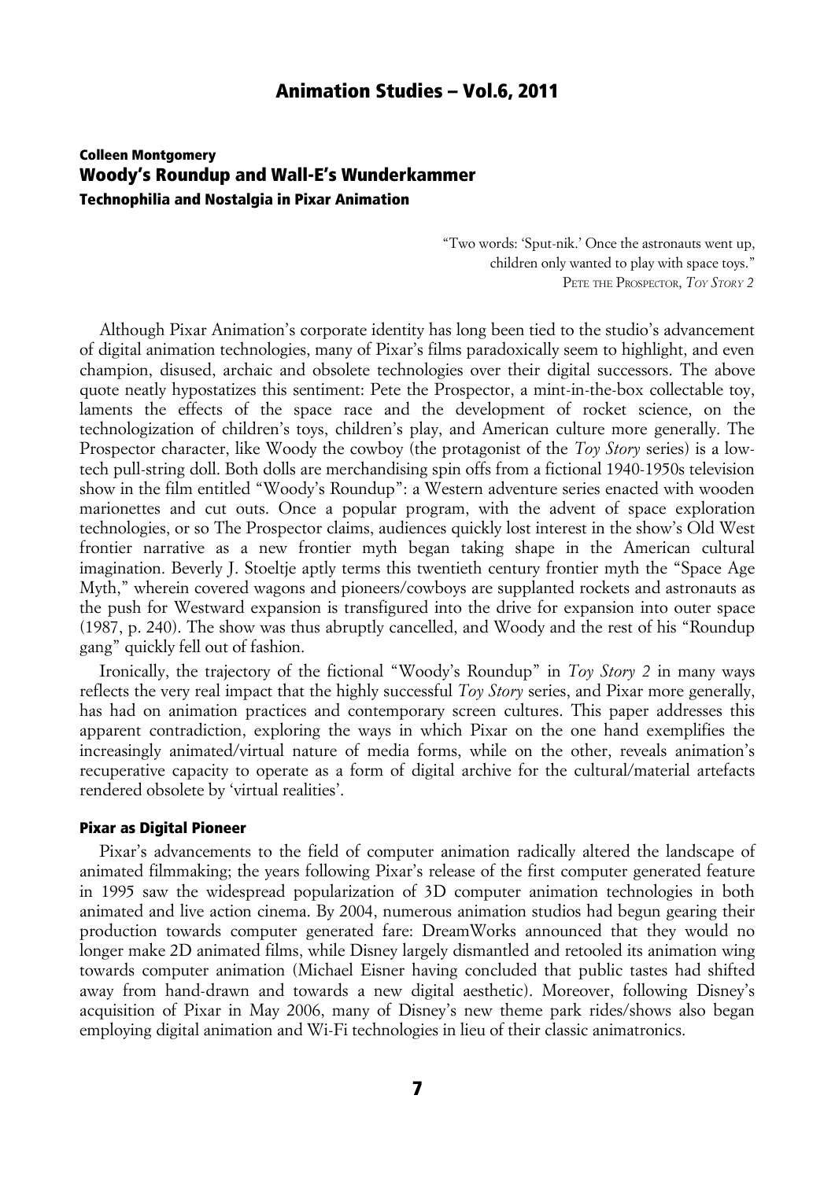## Colleen Montgomery

# Woody's Roundup and Wall-E's Wunderkammer

### Technophilia and Nostalgia in Pixar Animation

> "Two words: 'Sput-nik.' Once the astronauts went up, children only wanted to play with space toys."
> PETE THE PROSPECTOR, *TOY STORY 2*

Although Pixar Animation's corporate identity has long been tied to the studio's advancement of digital animation technologies, many of Pixar's films paradoxically seem to highlight, and even champion, disused, archaic and obsolete technologies over their digital successors. The above quote neatly hypostatizes this sentiment: Pete the Prospector, a mint-in-the-box collectable toy, laments the effects of the space race and the development of rocket science, on the technologization of children's toys, children's play, and American culture more generally. The Prospector character, like Woody the cowboy (the protagonist of the *Toy Story* series) is a low-tech pull-string doll. Both dolls are merchandising spin offs from a fictional 1940-1950s television show in the film entitled "Woody's Roundup": a Western adventure series enacted with wooden marionettes and cut outs. Once a popular program, with the advent of space exploration technologies, or so The Prospector claims, audiences quickly lost interest in the show's Old West frontier narrative as a new frontier myth began taking shape in the American cultural imagination. Beverly J. Stoeltje aptly terms this twentieth century frontier myth the "Space Age Myth," wherein covered wagons and pioneers/cowboys are supplanted rockets and astronauts as the push for Westward expansion is transfigured into the drive for expansion into outer space (1987, p. 240). The show was thus abruptly cancelled, and Woody and the rest of his "Roundup gang" quickly fell out of fashion.

Ironically, the trajectory of the fictional "Woody's Roundup" in *Toy Story 2* in many ways reflects the very real impact that the highly successful *Toy Story* series, and Pixar more generally, has had on animation practices and contemporary screen cultures. This paper addresses this apparent contradiction, exploring the ways in which Pixar on the one hand exemplifies the increasingly animated/virtual nature of media forms, while on the other, reveals animation's recuperative capacity to operate as a form of digital archive for the cultural/material artefacts rendered obsolete by 'virtual realities'.

### Pixar as Digital Pioneer

Pixar's advancements to the field of computer animation radically altered the landscape of animated filmmaking; the years following Pixar's release of the first computer generated feature in 1995 saw the widespread popularization of 3D computer animation technologies in both animated and live action cinema. By 2004, numerous animation studios had begun gearing their production towards computer generated fare: DreamWorks announced that they would no longer make 2D animated films, while Disney largely dismantled and retooled its animation wing towards computer animation (Michael Eisner having concluded that public tastes had shifted away from hand-drawn and towards a new digital aesthetic). Moreover, following Disney's acquisition of Pixar in May 2006, many of Disney's new theme park rides/shows also began employing digital animation and Wi-Fi technologies in lieu of their classic animatronics.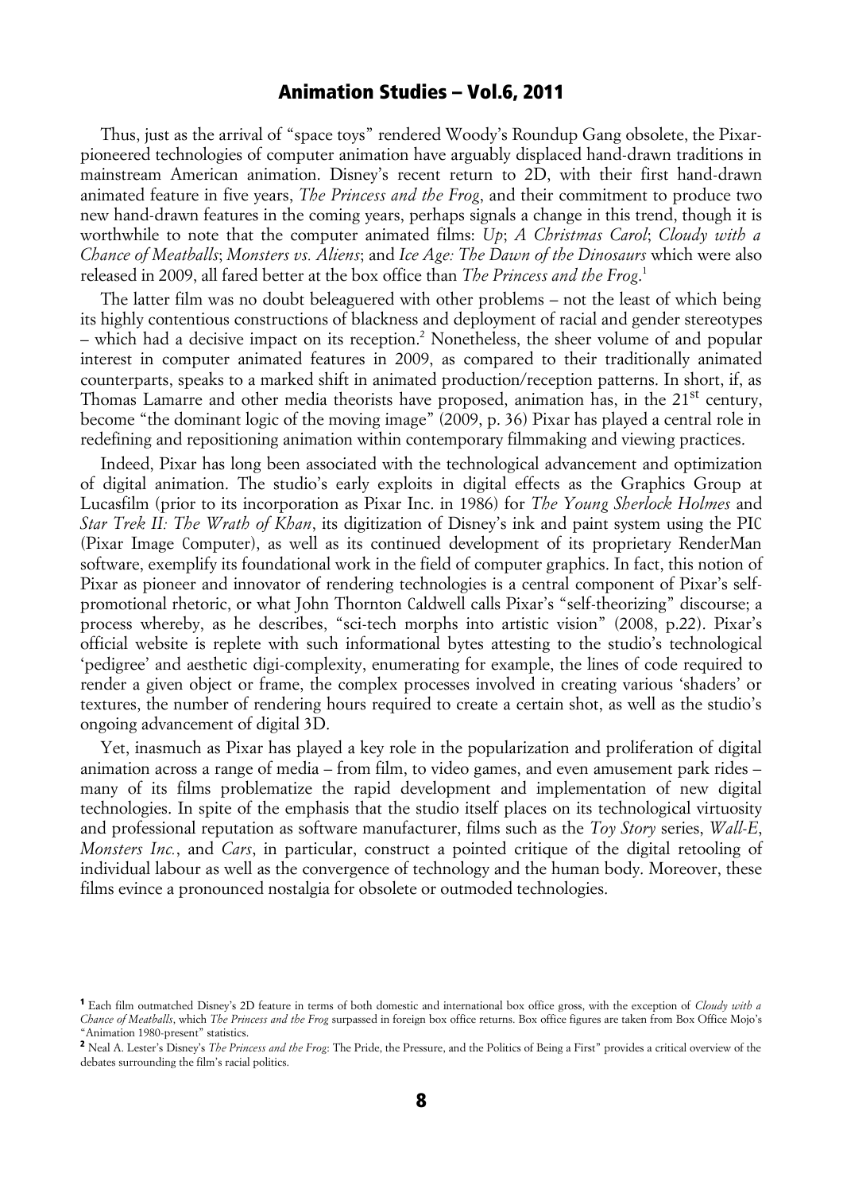Thus, just as the arrival of "space toys" rendered Woody's Roundup Gang obsolete, the Pixar-pioneered technologies of computer animation have arguably displaced hand-drawn traditions in mainstream American animation. Disney's recent return to 2D, with their first hand-drawn animated feature in five years, *The Princess and the Frog*, and their commitment to produce two new hand-drawn features in the coming years, perhaps signals a change in this trend, though it is worthwhile to note that the computer animated films: *Up*; *A Christmas Carol*; *Cloudy with a Chance of Meatballs*; *Monsters vs. Aliens*; and *Ice Age: The Dawn of the Dinosaurs* which were also released in 2009, all fared better at the box office than *The Princess and the Frog*.[1]

The latter film was no doubt beleaguered with other problems – not the least of which being its highly contentious constructions of blackness and deployment of racial and gender stereotypes – which had a decisive impact on its reception.[2] Nonetheless, the sheer volume of and popular interest in computer animated features in 2009, as compared to their traditionally animated counterparts, speaks to a marked shift in animated production/reception patterns. In short, if, as Thomas Lamarre and other media theorists have proposed, animation has, in the 21st century, become "the dominant logic of the moving image" (2009, p. 36) Pixar has played a central role in redefining and repositioning animation within contemporary filmmaking and viewing practices.

Indeed, Pixar has long been associated with the technological advancement and optimization of digital animation. The studio's early exploits in digital effects as the Graphics Group at Lucasfilm (prior to its incorporation as Pixar Inc. in 1986) for *The Young Sherlock Holmes* and *Star Trek II: The Wrath of Khan*, its digitization of Disney's ink and paint system using the PIC (Pixar Image Computer), as well as its continued development of its proprietary RenderMan software, exemplify its foundational work in the field of computer graphics. In fact, this notion of Pixar as pioneer and innovator of rendering technologies is a central component of Pixar's self-promotional rhetoric, or what John Thornton Caldwell calls Pixar's "self-theorizing" discourse; a process whereby, as he describes, "sci-tech morphs into artistic vision" (2008, p.22). Pixar's official website is replete with such informational bytes attesting to the studio's technological 'pedigree' and aesthetic digi-complexity, enumerating for example, the lines of code required to render a given object or frame, the complex processes involved in creating various 'shaders' or textures, the number of rendering hours required to create a certain shot, as well as the studio's ongoing advancement of digital 3D.

Yet, inasmuch as Pixar has played a key role in the popularization and proliferation of digital animation across a range of media – from film, to video games, and even amusement park rides – many of its films problematize the rapid development and implementation of new digital technologies. In spite of the emphasis that the studio itself places on its technological virtuosity and professional reputation as software manufacturer, films such as the *Toy Story* series, *Wall-E*, *Monsters Inc.*, and *Cars*, in particular, construct a pointed critique of the digital retooling of individual labour as well as the convergence of technology and the human body. Moreover, these films evince a pronounced nostalgia for obsolete or outmoded technologies.

---

[1] Each film outmatched Disney's 2D feature in terms of both domestic and international box office gross, with the exception of *Cloudy with a Chance of Meatballs*, which *The Princess and the Frog* surpassed in foreign box office returns. Box office figures are taken from Box Office Mojo's "Animation 1980-present" statistics.

[2] Neal A. Lester's Disney's *The Princess and the Frog*: The Pride, the Pressure, and the Politics of Being a First" provides a critical overview of the debates surrounding the film's racial politics.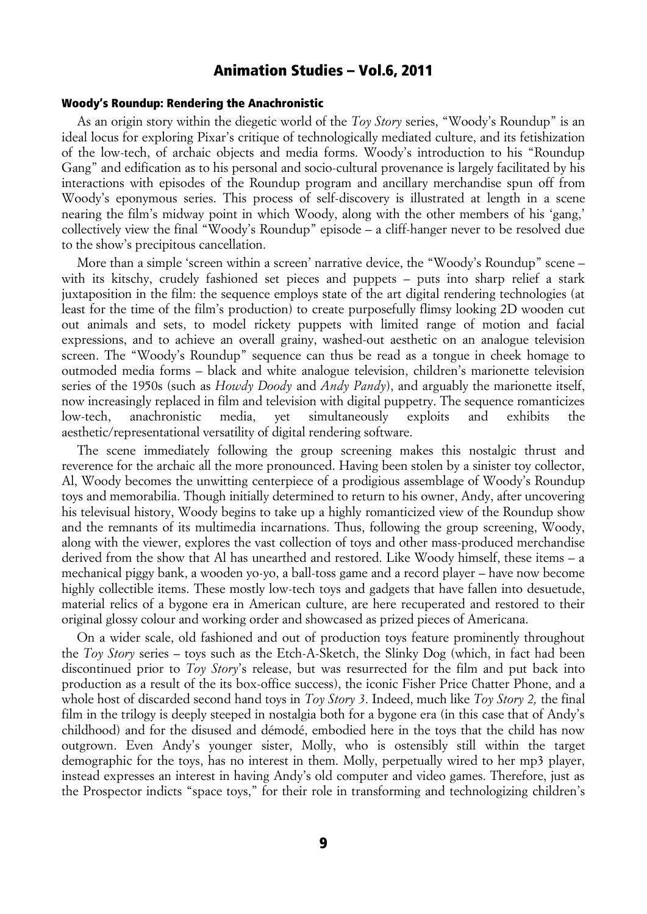#### Woody's Roundup: Rendering the Anachronistic

As an origin story within the diegetic world of the *Toy Story* series, "Woody's Roundup" is an ideal locus for exploring Pixar's critique of technologically mediated culture, and its fetishization of the low-tech, of archaic objects and media forms. Woody's introduction to his "Roundup Gang" and edification as to his personal and socio-cultural provenance is largely facilitated by his interactions with episodes of the Roundup program and ancillary merchandise spun off from Woody's eponymous series. This process of self-discovery is illustrated at length in a scene nearing the film's midway point in which Woody, along with the other members of his 'gang,' collectively view the final "Woody's Roundup" episode – a cliff-hanger never to be resolved due to the show's precipitous cancellation.

More than a simple 'screen within a screen' narrative device, the "Woody's Roundup" scene – with its kitschy, crudely fashioned set pieces and puppets – puts into sharp relief a stark juxtaposition in the film: the sequence employs state of the art digital rendering technologies (at least for the time of the film's production) to create purposefully flimsy looking 2D wooden cut out animals and sets, to model rickety puppets with limited range of motion and facial expressions, and to achieve an overall grainy, washed-out aesthetic on an analogue television screen. The "Woody's Roundup" sequence can thus be read as a tongue in cheek homage to outmoded media forms – black and white analogue television, children's marionette television series of the 1950s (such as *Howdy Doody* and *Andy Pandy*), and arguably the marionette itself, now increasingly replaced in film and television with digital puppetry. The sequence romanticizes low-tech, anachronistic media, yet simultaneously exploits and exhibits the aesthetic/representational versatility of digital rendering software.

The scene immediately following the group screening makes this nostalgic thrust and reverence for the archaic all the more pronounced. Having been stolen by a sinister toy collector, Al, Woody becomes the unwitting centerpiece of a prodigious assemblage of Woody's Roundup toys and memorabilia. Though initially determined to return to his owner, Andy, after uncovering his televisual history, Woody begins to take up a highly romanticized view of the Roundup show and the remnants of its multimedia incarnations. Thus, following the group screening, Woody, along with the viewer, explores the vast collection of toys and other mass-produced merchandise derived from the show that Al has unearthed and restored. Like Woody himself, these items – a mechanical piggy bank, a wooden yo-yo, a ball-toss game and a record player – have now become highly collectible items. These mostly low-tech toys and gadgets that have fallen into desuetude, material relics of a bygone era in American culture, are here recuperated and restored to their original glossy colour and working order and showcased as prized pieces of Americana.

On a wider scale, old fashioned and out of production toys feature prominently throughout the *Toy Story* series – toys such as the Etch-A-Sketch, the Slinky Dog (which, in fact had been discontinued prior to *Toy Story*'s release, but was resurrected for the film and put back into production as a result of the its box-office success), the iconic Fisher Price Chatter Phone, and a whole host of discarded second hand toys in *Toy Story 3*. Indeed, much like *Toy Story 2,* the final film in the trilogy is deeply steeped in nostalgia both for a bygone era (in this case that of Andy's childhood) and for the disused and démodé, embodied here in the toys that the child has now outgrown. Even Andy's younger sister, Molly, who is ostensibly still within the target demographic for the toys, has no interest in them. Molly, perpetually wired to her mp3 player, instead expresses an interest in having Andy's old computer and video games. Therefore, just as the Prospector indicts "space toys," for their role in transforming and technologizing children's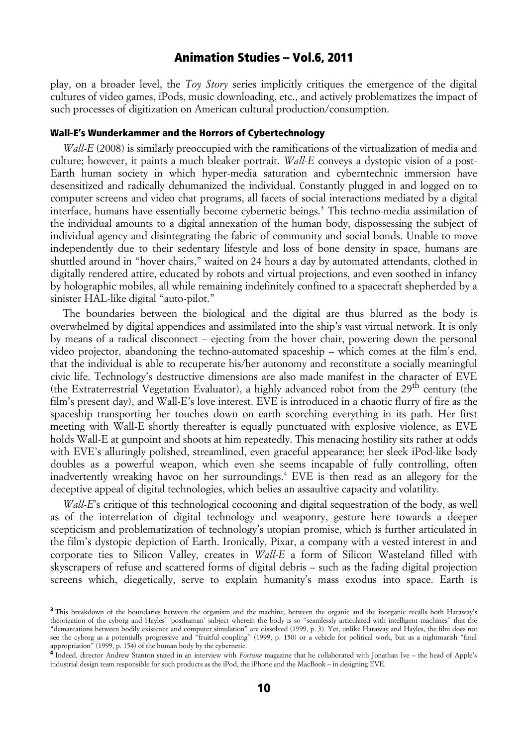play, on a broader level, the *Toy Story* series implicitly critiques the emergence of the digital cultures of video games, iPods, music downloading, etc., and actively problematizes the impact of such processes of digitization on American cultural production/consumption.

### Wall-E's Wunderkammer and the Horrors of Cybertechnology

*Wall-E* (2008) is similarly preoccupied with the ramifications of the virtualization of media and culture; however, it paints a much bleaker portrait. *Wall-E* conveys a dystopic vision of a post-Earth human society in which hyper-media saturation and cyberntechnic immersion have desensitized and radically dehumanized the individual. Constantly plugged in and logged on to computer screens and video chat programs, all facets of social interactions mediated by a digital interface, humans have essentially become cybernetic beings.[3] This techno-media assimilation of the individual amounts to a digital annexation of the human body, dispossessing the subject of individual agency and disintegrating the fabric of community and social bonds. Unable to move independently due to their sedentary lifestyle and loss of bone density in space, humans are shuttled around in "hover chairs," waited on 24 hours a day by automated attendants, clothed in digitally rendered attire, educated by robots and virtual projections, and even soothed in infancy by holographic mobiles, all while remaining indefinitely confined to a spacecraft shepherded by a sinister HAL-like digital "auto-pilot."

The boundaries between the biological and the digital are thus blurred as the body is overwhelmed by digital appendices and assimilated into the ship's vast virtual network. It is only by means of a radical disconnect – ejecting from the hover chair, powering down the personal video projector, abandoning the techno-automated spaceship – which comes at the film's end, that the individual is able to recuperate his/her autonomy and reconstitute a socially meaningful civic life. Technology's destructive dimensions are also made manifest in the character of EVE (the Extraterrestrial Vegetation Evaluator), a highly advanced robot from the 29th century (the film's present day), and Wall-E's love interest. EVE is introduced in a chaotic flurry of fire as the spaceship transporting her touches down on earth scorching everything in its path. Her first meeting with Wall-E shortly thereafter is equally punctuated with explosive violence, as EVE holds Wall-E at gunpoint and shoots at him repeatedly. This menacing hostility sits rather at odds with EVE's alluringly polished, streamlined, even graceful appearance; her sleek iPod-like body doubles as a powerful weapon, which even she seems incapable of fully controlling, often inadvertently wreaking havoc on her surroundings.[4] EVE is then read as an allegory for the deceptive appeal of digital technologies, which belies an assaultive capacity and volatility.

*Wall-E*'s critique of this technological cocooning and digital sequestration of the body, as well as of the interrelation of digital technology and weaponry, gesture here towards a deeper scepticism and problematization of technology's utopian promise, which is further articulated in the film's dystopic depiction of Earth. Ironically, Pixar, a company with a vested interest in and corporate ties to Silicon Valley, creates in *Wall-E* a form of Silicon Wasteland filled with skyscrapers of refuse and scattered forms of digital debris – such as the fading digital projection screens which, diegetically, serve to explain humanity's mass exodus into space. Earth is

---

[3] This breakdown of the boundaries between the organism and the machine, between the organic and the inorganic recalls both Haraway's theorization of the cyborg and Hayles' 'posthuman' subject wherein the body is so "seamlessly articulated with intelligent machines" that the "demarcations between bodily existence and computer simulation" are dissolved (1999, p. 3). Yet, unlike Haraway and Hayles, the film does not see the cyborg as a potentially progressive and "fruitful coupling" (1999, p. 150) or a vehicle for political work, but as a nightmarish "final appropriation" (1999, p. 154) of the human body by the cybernetic.

[4] Indeed, director Andrew Stanton stated in an interview with *Fortune* magazine that he collaborated with Jonathan Ive – the head of Apple's industrial design team responsible for such products as the iPod, the iPhone and the MacBook – in designing EVE.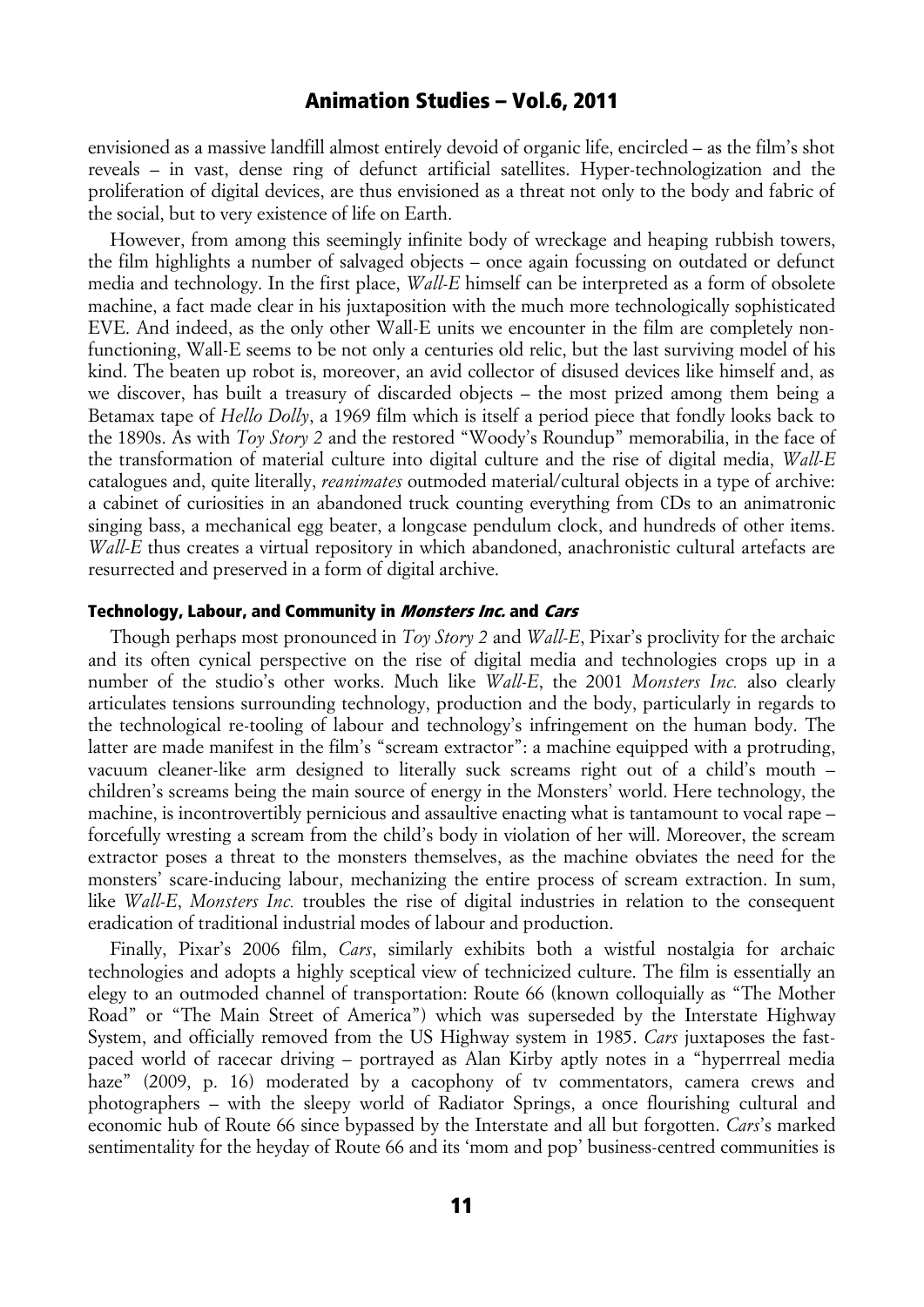envisioned as a massive landfill almost entirely devoid of organic life, encircled – as the film's shot reveals – in vast, dense ring of defunct artificial satellites. Hyper-technologization and the proliferation of digital devices, are thus envisioned as a threat not only to the body and fabric of the social, but to very existence of life on Earth.

However, from among this seemingly infinite body of wreckage and heaping rubbish towers, the film highlights a number of salvaged objects – once again focussing on outdated or defunct media and technology. In the first place, *Wall-E* himself can be interpreted as a form of obsolete machine, a fact made clear in his juxtaposition with the much more technologically sophisticated EVE. And indeed, as the only other Wall-E units we encounter in the film are completely non-functioning, Wall-E seems to be not only a centuries old relic, but the last surviving model of his kind. The beaten up robot is, moreover, an avid collector of disused devices like himself and, as we discover, has built a treasury of discarded objects – the most prized among them being a Betamax tape of *Hello Dolly*, a 1969 film which is itself a period piece that fondly looks back to the 1890s. As with *Toy Story 2* and the restored "Woody's Roundup" memorabilia, in the face of the transformation of material culture into digital culture and the rise of digital media, *Wall-E* catalogues and, quite literally, *reanimates* outmoded material/cultural objects in a type of archive: a cabinet of curiosities in an abandoned truck counting everything from CDs to an animatronic singing bass, a mechanical egg beater, a longcase pendulum clock, and hundreds of other items. *Wall-E* thus creates a virtual repository in which abandoned, anachronistic cultural artefacts are resurrected and preserved in a form of digital archive.

### Technology, Labour, and Community in *Monsters Inc.* and *Cars*

Though perhaps most pronounced in *Toy Story 2* and *Wall-E*, Pixar's proclivity for the archaic and its often cynical perspective on the rise of digital media and technologies crops up in a number of the studio's other works. Much like *Wall-E*, the 2001 *Monsters Inc.* also clearly articulates tensions surrounding technology, production and the body, particularly in regards to the technological re-tooling of labour and technology's infringement on the human body. The latter are made manifest in the film's "scream extractor": a machine equipped with a protruding, vacuum cleaner-like arm designed to literally suck screams right out of a child's mouth – children's screams being the main source of energy in the Monsters' world. Here technology, the machine, is incontrovertibly pernicious and assaultive enacting what is tantamount to vocal rape – forcefully wresting a scream from the child's body in violation of her will. Moreover, the scream extractor poses a threat to the monsters themselves, as the machine obviates the need for the monsters' scare-inducing labour, mechanizing the entire process of scream extraction. In sum, like *Wall-E*, *Monsters Inc.* troubles the rise of digital industries in relation to the consequent eradication of traditional industrial modes of labour and production.

Finally, Pixar's 2006 film, *Cars*, similarly exhibits both a wistful nostalgia for archaic technologies and adopts a highly sceptical view of technicized culture. The film is essentially an elegy to an outmoded channel of transportation: Route 66 (known colloquially as "The Mother Road" or "The Main Street of America") which was superseded by the Interstate Highway System, and officially removed from the US Highway system in 1985. *Cars* juxtaposes the fast-paced world of racecar driving – portrayed as Alan Kirby aptly notes in a "hyperrreal media haze" (2009, p. 16) moderated by a cacophony of tv commentators, camera crews and photographers – with the sleepy world of Radiator Springs, a once flourishing cultural and economic hub of Route 66 since bypassed by the Interstate and all but forgotten. *Cars*'s marked sentimentality for the heyday of Route 66 and its 'mom and pop' business-centred communities is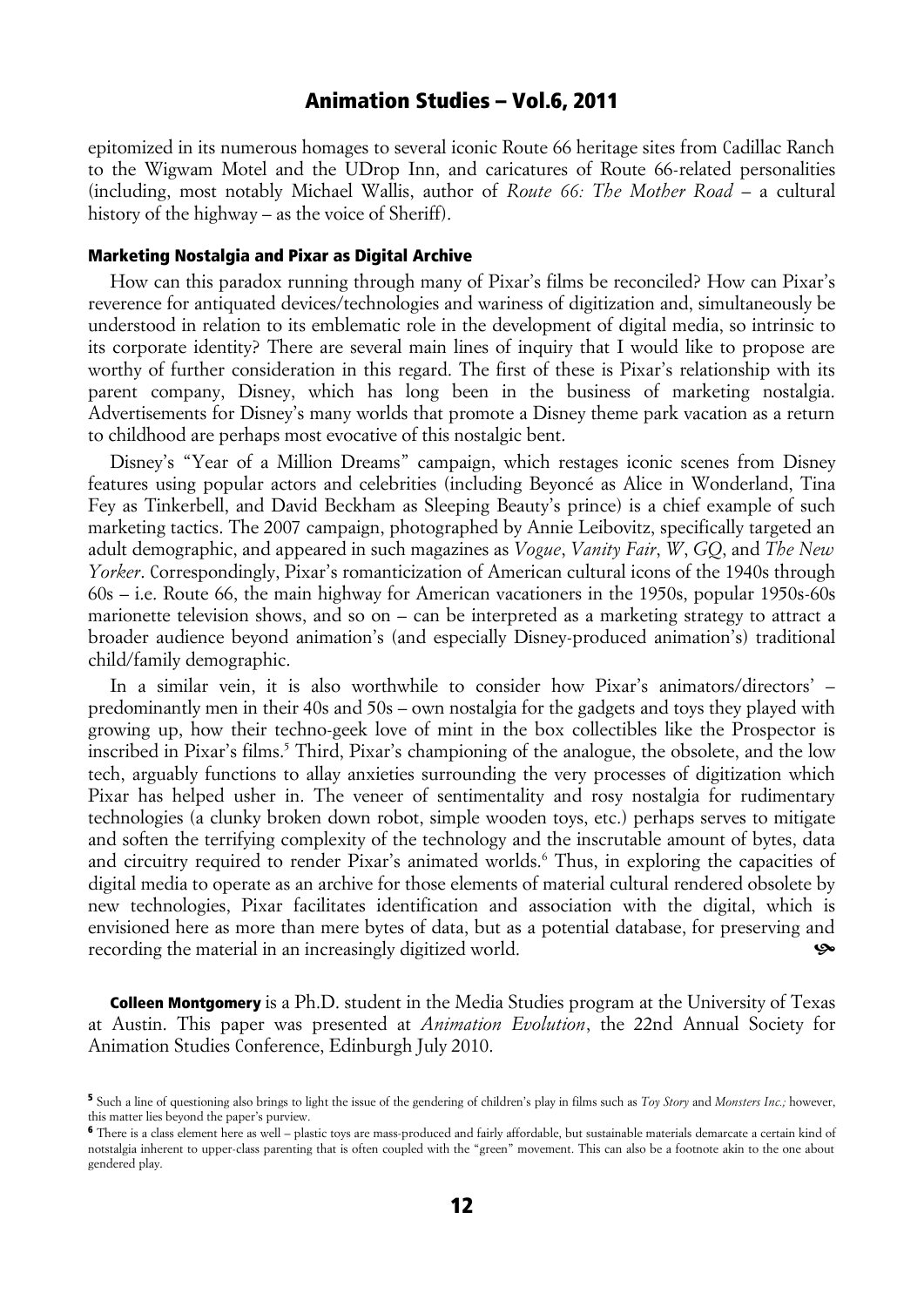epitomized in its numerous homages to several iconic Route 66 heritage sites from Cadillac Ranch to the Wigwam Motel and the UDrop Inn, and caricatures of Route 66-related personalities (including, most notably Michael Wallis, author of *Route 66: The Mother Road* – a cultural history of the highway – as the voice of Sheriff).

### Marketing Nostalgia and Pixar as Digital Archive

How can this paradox running through many of Pixar's films be reconciled? How can Pixar's reverence for antiquated devices/technologies and wariness of digitization and, simultaneously be understood in relation to its emblematic role in the development of digital media, so intrinsic to its corporate identity? There are several main lines of inquiry that I would like to propose are worthy of further consideration in this regard. The first of these is Pixar's relationship with its parent company, Disney, which has long been in the business of marketing nostalgia. Advertisements for Disney's many worlds that promote a Disney theme park vacation as a return to childhood are perhaps most evocative of this nostalgic bent.

Disney's "Year of a Million Dreams" campaign, which restages iconic scenes from Disney features using popular actors and celebrities (including Beyoncé as Alice in Wonderland, Tina Fey as Tinkerbell, and David Beckham as Sleeping Beauty's prince) is a chief example of such marketing tactics. The 2007 campaign, photographed by Annie Leibovitz, specifically targeted an adult demographic, and appeared in such magazines as *Vogue*, *Vanity Fair*, *W*, *GQ*, and *The New Yorker*. Correspondingly, Pixar's romanticization of American cultural icons of the 1940s through 60s – i.e. Route 66, the main highway for American vacationers in the 1950s, popular 1950s-60s marionette television shows, and so on – can be interpreted as a marketing strategy to attract a broader audience beyond animation's (and especially Disney-produced animation's) traditional child/family demographic.

In a similar vein, it is also worthwhile to consider how Pixar's animators/directors' – predominantly men in their 40s and 50s – own nostalgia for the gadgets and toys they played with growing up, how their techno-geek love of mint in the box collectibles like the Prospector is inscribed in Pixar's films.[5] Third, Pixar's championing of the analogue, the obsolete, and the low tech, arguably functions to allay anxieties surrounding the very processes of digitization which Pixar has helped usher in. The veneer of sentimentality and rosy nostalgia for rudimentary technologies (a clunky broken down robot, simple wooden toys, etc.) perhaps serves to mitigate and soften the terrifying complexity of the technology and the inscrutable amount of bytes, data and circuitry required to render Pixar's animated worlds.[6] Thus, in exploring the capacities of digital media to operate as an archive for those elements of material cultural rendered obsolete by new technologies, Pixar facilitates identification and association with the digital, which is envisioned here as more than mere bytes of data, but as a potential database, for preserving and recording the material in an increasingly digitized world.

**Colleen Montgomery** is a Ph.D. student in the Media Studies program at the University of Texas at Austin. This paper was presented at *Animation Evolution*, the 22nd Annual Society for Animation Studies Conference, Edinburgh July 2010.

---

[5] Such a line of questioning also brings to light the issue of the gendering of children's play in films such as *Toy Story* and *Monsters Inc.;* however, this matter lies beyond the paper's purview.

[6] There is a class element here as well – plastic toys are mass-produced and fairly affordable, but sustainable materials demarcate a certain kind of notstalgia inherent to upper-class parenting that is often coupled with the "green" movement. This can also be a footnote akin to the one about gendered play.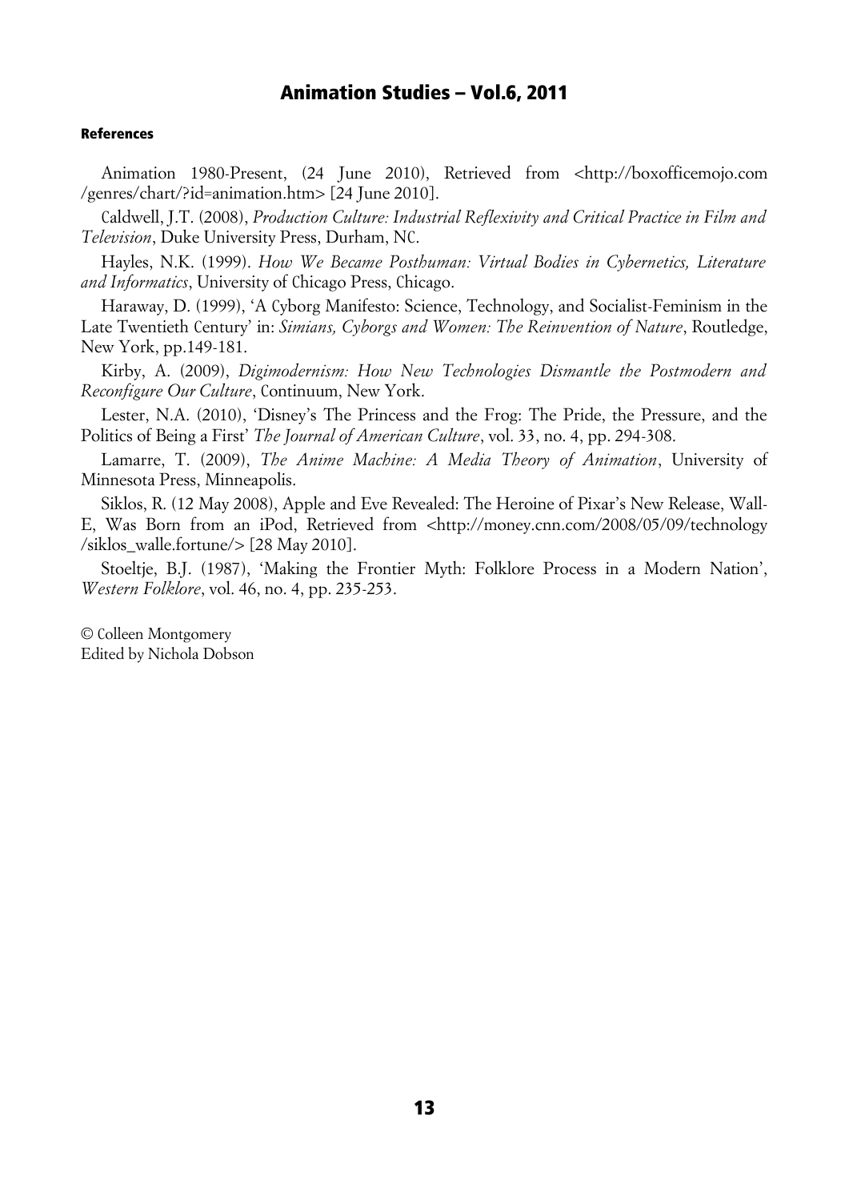#### References

Animation 1980-Present, (24 June 2010), Retrieved from <http://boxofficemojo.com /genres/chart/?id=animation.htm> [24 June 2010].

Caldwell, J.T. (2008), *Production Culture: Industrial Reflexivity and Critical Practice in Film and Television*, Duke University Press, Durham, NC.

Hayles, N.K. (1999). *How We Became Posthuman: Virtual Bodies in Cybernetics, Literature and Informatics*, University of Chicago Press, Chicago.

Haraway, D. (1999), 'A Cyborg Manifesto: Science, Technology, and Socialist-Feminism in the Late Twentieth Century' in: *Simians, Cyborgs and Women: The Reinvention of Nature*, Routledge, New York, pp.149-181.

Kirby, A. (2009), *Digimodernism: How New Technologies Dismantle the Postmodern and Reconfigure Our Culture*, Continuum, New York.

Lester, N.A. (2010), 'Disney's The Princess and the Frog: The Pride, the Pressure, and the Politics of Being a First' *The Journal of American Culture*, vol. 33, no. 4, pp. 294-308.

Lamarre, T. (2009), *The Anime Machine: A Media Theory of Animation*, University of Minnesota Press, Minneapolis.

Siklos, R. (12 May 2008), Apple and Eve Revealed: The Heroine of Pixar's New Release, Wall-E, Was Born from an iPod, Retrieved from <http://money.cnn.com/2008/05/09/technology /siklos_walle.fortune/> [28 May 2010].

Stoeltje, B.J. (1987), 'Making the Frontier Myth: Folklore Process in a Modern Nation', *Western Folklore*, vol. 46, no. 4, pp. 235-253.

© Colleen Montgomery
Edited by Nichola Dobson